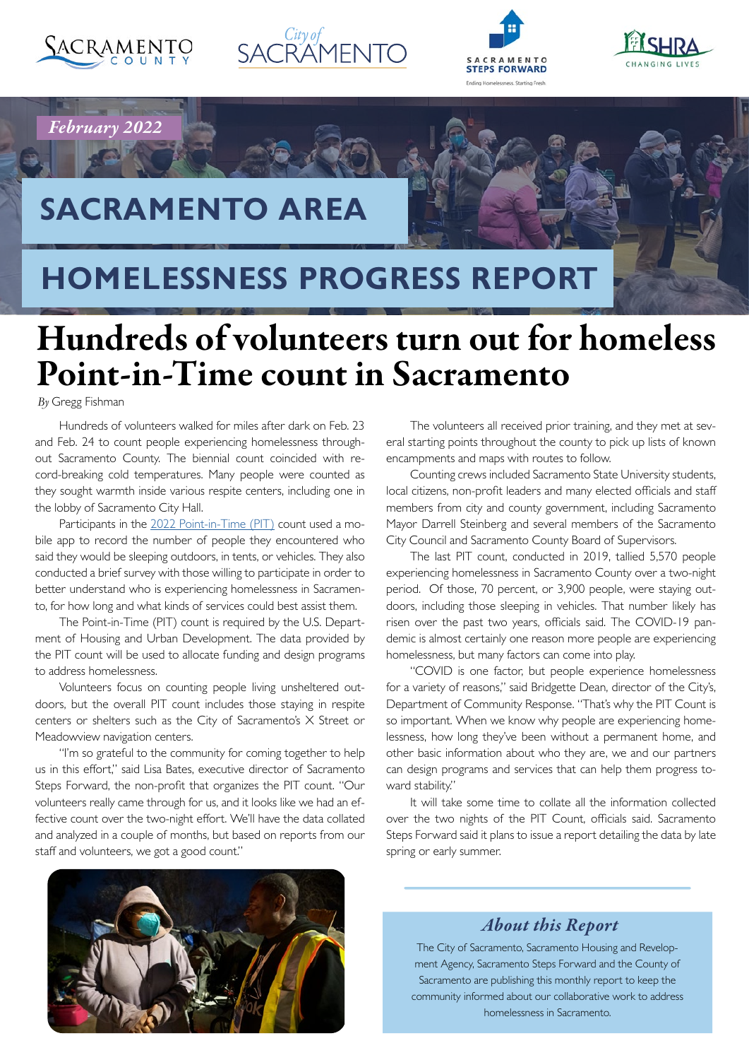*February 2022*

# SACRAMENTO AREA HOMELESSNESS PROGRESS REPORT

## Hundreds of volunteers turn out for homeless Point-in-Time count in Sacramento

*By* Gregg Fishman

Hundreds of volunteers walked for miles after dark on Feb. 23 and Feb. 24 to count people experiencing homelessness throughout Sacramento County. The biennial count coincided with record-breaking cold temperatures. Many people were counted as they sought warmth inside various respite centers, including one in the lobby of Sacramento City Hall.

Participants in the 2022 Point-in-Time (PIT) count used a mobile app to record the number of people they encountered who said they would be sleeping outdoors, in tents, or vehicles. They also conducted a brief survey with those willing to participate in order to better understand who is experiencing homelessness in Sacramento, for how long and what kinds of services could best assist them.

The Point-in-Time (PIT) count is required by the U.S. Department of Housing and Urban Development. The data provided by the PIT count will be used to allocate funding and design programs to address homelessness.

Volunteers focus on counting people living unsheltered outdoors, but the overall PIT count includes those staying in respite centers or shelters such as the City of Sacramento's X Street or Meadowview navigation centers.

"I'm so grateful to the community for coming together to help us in this effort," said Lisa Bates, executive director of Sacramento Steps Forward, the non-profit that organizes the PIT count. "Our volunteers really came through for us, and it looks like we had an effective count over the two-night effort. We'll have the data collated and analyzed in a couple of months, but based on reports from our staff and volunteers, we got a good count."

The volunteers all received prior training, and they met at several starting points throughout the county to pick up lists of known encampments and maps with routes to follow.

Counting crews included Sacramento State University students, local citizens, non-profit leaders and many elected officials and staff members from city and county government, including Sacramento Mayor Darrell Steinberg and several members of the Sacramento City Council and Sacramento County Board of Supervisors.

The last PIT count, conducted in 2019, tallied 5,570 people experiencing homelessness in Sacramento County over a two-night period. Of those, 70 percent, or 3,900 people, were staying outdoors, including those sleeping in vehicles. That number likely has risen over the past two years, officials said. The COVID-19 pandemic is almost certainly one reason more people are experiencing homelessness, but many factors can come into play.

"COVID is one factor, but people experience homelessness for a variety of reasons," said Bridgette Dean, director of the City's, Department of Community Response. "That's why the PIT Count is so important. When we know why people are experiencing homelessness, how long they've been without a permanent home, and other basic information about who they are, we and our partners can design programs and services that can help them progress toward stability."

It will take some time to collate all the information collected over the two nights of the PIT Count, officials said. Sacramento Steps Forward said it plans to issue a report detailing the data by late spring or early summer.

### *About this Report*

The City of Sacramento, Sacramento Housing and Redevelopment Agency, Sacramento Steps Forward and the County of Sacramento are publishing this monthly report to keep the community informed about our collaborative work to address homelessness in Sacramento.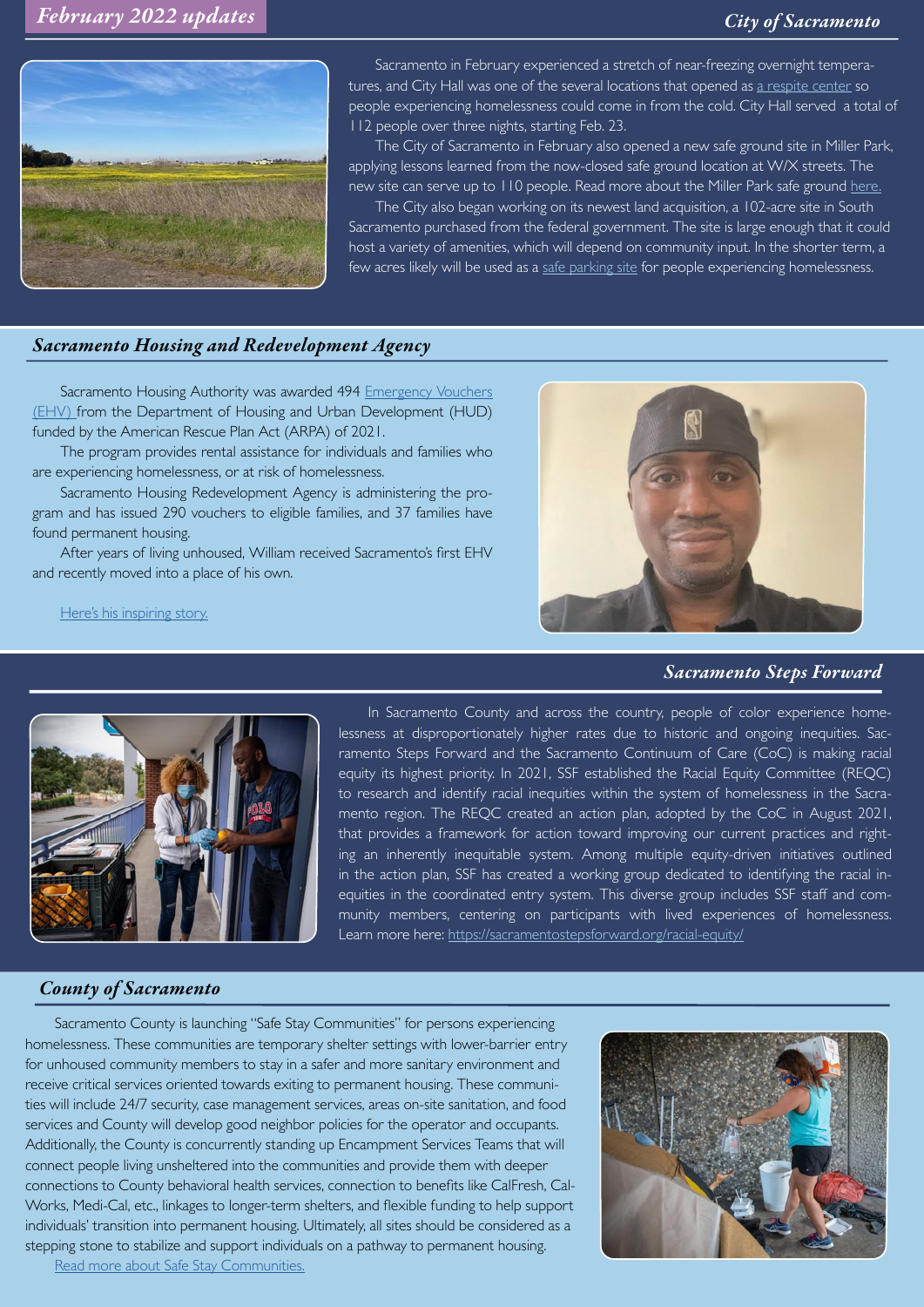## *February 2022 updates*

## *City of Sacramento*

Sacramento in February experienced a stretch of near-freezing overnight temperatures, and City Hall was one of the several locations that opened as a respite center so people experiencing homelessness could come in from the cold. City Hall served a total of 112 people over three nights, starting Feb. 23.

The City of Sacramento in February also opened a new safe ground site in Miller Park, applying lessons learned from the now-closed safe ground location at W/X streets. The new site can serve up to 110 people. Read more about the Miller Park safe ground here.

The City also began working on its newest land acquisition, a 102-acre site in South Sacramento purchased from the federal government. The site is large enough that it could host a variety of amenities, which will depend on community input. In the shorter term, a few acres likely will be used as a safe parking site for people experiencing homelessness.

## *Sacramento Housing and Redevelopment Agency*

Sacramento Housing Authority was awarded 494 Emergency Vouchers (EHV) from the Department of Housing and Urban Development (HUD) funded by the American Rescue Plan Act (ARPA) of 2021.

The program provides rental assistance for individuals and families who are experiencing homelessness, or at risk of homelessness.

Sacramento Housing Redevelopment Agency is administering the program and has issued 290 vouchers to eligible families, and 37 families have found permanent housing.

After years of living unhoused, William received Sacramento's first EHV and recently moved into a place of his own.

Here's his inspiring story.

## *Sacramento Steps Forward*

In Sacramento County and across the country, people of color experience homelessness at disproportionately higher rates due to historic and ongoing inequities. Sacramento Steps Forward and the Sacramento Continuum of Care (CoC) is making racial equity its highest priority. In 2021, SSF established the Racial Equity Committee (REQC) to research and identify racial inequities within the system of homelessness in the Sacramento region. The REQC created an action plan, adopted by the CoC in August 2021, that provides a framework for action toward improving our current practices and righting an inherently inequitable system. Among multiple equity-driven initiatives outlined in the action plan, SSF has created a working group dedicated to identifying the racial inequities in the coordinated entry system. This diverse group includes SSF staff and community members, centering on participants with lived experiences of homelessness. Learn more here: https://sacramentostepsforward.org/racial-equity/

## *County of Sacramento*

Sacramento County is launching "Safe Stay Communities" for persons experiencing homelessness. These communities are temporary shelter settings with lower-barrier entry for unhoused community members to stay in a safer and more sanitary environment and receive critical services oriented towards exiting to permanent housing. These communities will include 24/7 security, case management services, areas on-site sanitation, and food services and County will develop good neighbor policies for the operator and occupants. Additionally, the County is concurrently standing up Encampment Services Teams that will connect people living unsheltered into the communities and provide them with deeper connections to County behavioral health services, connection to benefits like CalFresh, CalWorks, Medi-Cal, etc., linkages to longer-term shelters, and flexible funding to help support individuals' transition into permanent housing. Ultimately, all sites should be considered as a stepping stone to stabilize and support individuals on a pathway to permanent housing.

Read more about Safe Stay Communities.